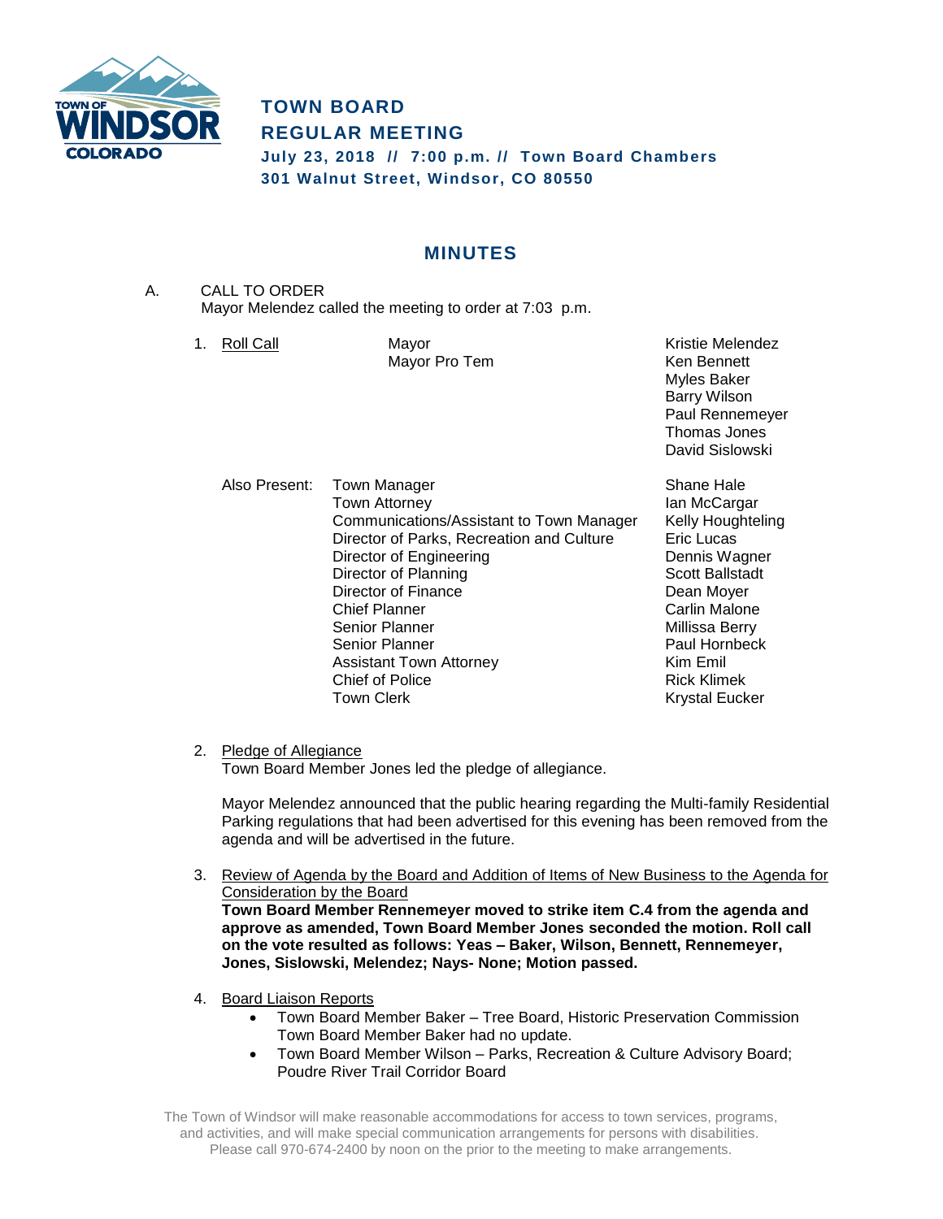# TOWN BOARD
## REGULAR MEETING

**July 23, 2018 // 7:00 p.m. // Town Board Chambers**
**301 Walnut Street, Windsor, CO 80550**

## MINUTES

A. CALL TO ORDER
Mayor Melendez called the meeting to order at 7:03 p.m.

1. Roll Call

| | |
|---|---|
| Mayor | Kristie Melendez |
| Mayor Pro Tem | Ken Bennett |
| | Myles Baker |
| | Barry Wilson |
| | Paul Rennemeyer |
| | Thomas Jones |
| | David Sislowski |

Also Present:

| | |
|---|---|
| Town Manager | Shane Hale |
| Town Attorney | Ian McCargar |
| Communications/Assistant to Town Manager | Kelly Houghteling |
| Director of Parks, Recreation and Culture | Eric Lucas |
| Director of Engineering | Dennis Wagner |
| Director of Planning | Scott Ballstadt |
| Director of Finance | Dean Moyer |
| Chief Planner | Carlin Malone |
| Senior Planner | Millissa Berry |
| Senior Planner | Paul Hornbeck |
| Assistant Town Attorney | Kim Emil |
| Chief of Police | Rick Klimek |
| Town Clerk | Krystal Eucker |

2. Pledge of Allegiance
Town Board Member Jones led the pledge of allegiance.

Mayor Melendez announced that the public hearing regarding the Multi-family Residential Parking regulations that had been advertised for this evening has been removed from the agenda and will be advertised in the future.

3. Review of Agenda by the Board and Addition of Items of New Business to the Agenda for Consideration by the Board
**Town Board Member Rennemeyer moved to strike item C.4 from the agenda and approve as amended, Town Board Member Jones seconded the motion. Roll call on the vote resulted as follows: Yeas – Baker, Wilson, Bennett, Rennemeyer, Jones, Sislowski, Melendez; Nays- None; Motion passed.**

4. Board Liaison Reports
   - Town Board Member Baker – Tree Board, Historic Preservation Commission
     Town Board Member Baker had no update.
   - Town Board Member Wilson – Parks, Recreation & Culture Advisory Board; Poudre River Trail Corridor Board

The Town of Windsor will make reasonable accommodations for access to town services, programs, and activities, and will make special communication arrangements for persons with disabilities. Please call 970-674-2400 by noon on the prior to the meeting to make arrangements.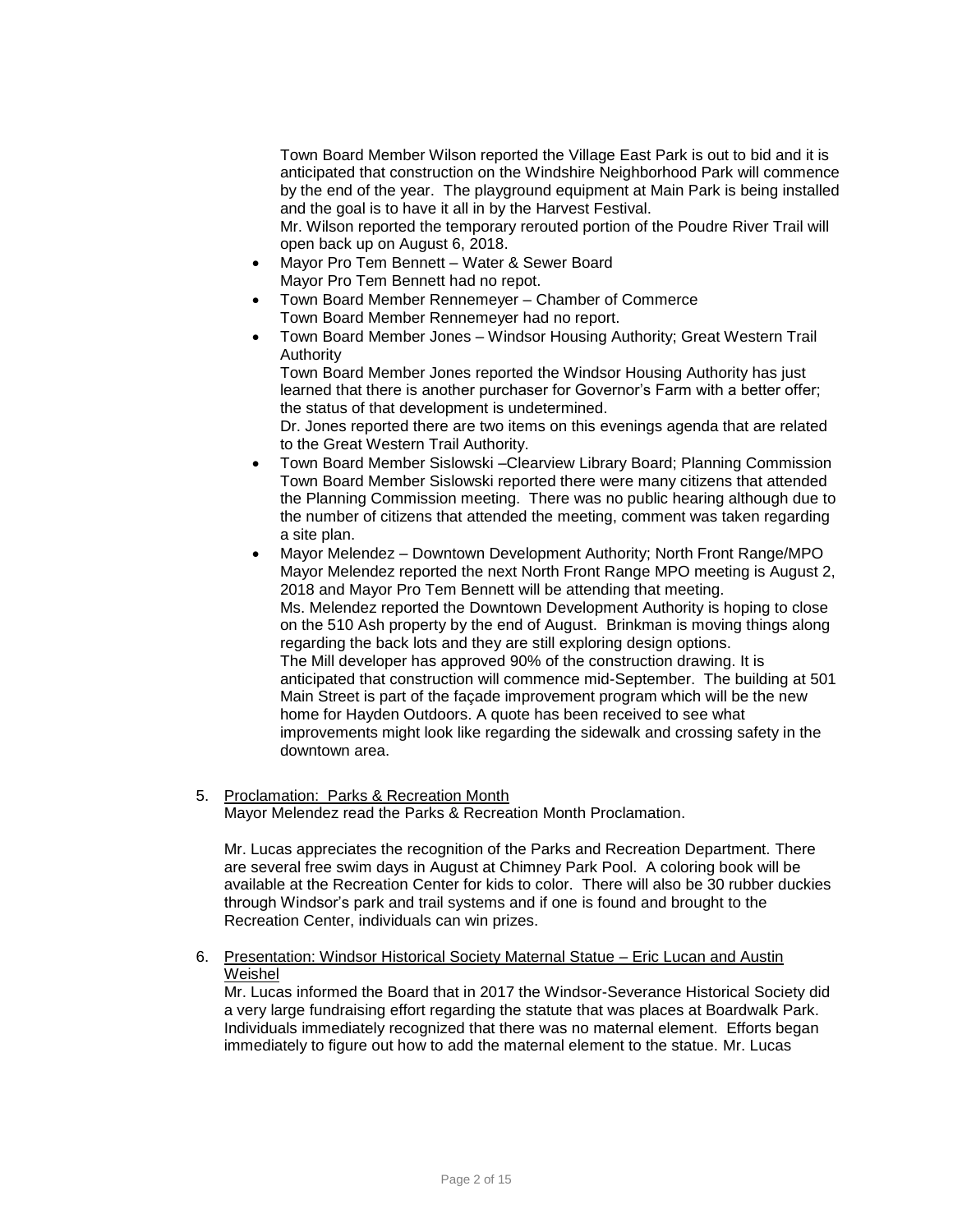Town Board Member Wilson reported the Village East Park is out to bid and it is anticipated that construction on the Windshire Neighborhood Park will commence by the end of the year. The playground equipment at Main Park is being installed and the goal is to have it all in by the Harvest Festival.
Mr. Wilson reported the temporary rerouted portion of the Poudre River Trail will open back up on August 6, 2018.

- Mayor Pro Tem Bennett – Water & Sewer Board
  Mayor Pro Tem Bennett had no repot.
- Town Board Member Rennemeyer – Chamber of Commerce
  Town Board Member Rennemeyer had no report.
- Town Board Member Jones – Windsor Housing Authority; Great Western Trail Authority
  Town Board Member Jones reported the Windsor Housing Authority has just learned that there is another purchaser for Governor's Farm with a better offer; the status of that development is undetermined.
  Dr. Jones reported there are two items on this evenings agenda that are related to the Great Western Trail Authority.
- Town Board Member Sislowski –Clearview Library Board; Planning Commission
  Town Board Member Sislowski reported there were many citizens that attended the Planning Commission meeting. There was no public hearing although due to the number of citizens that attended the meeting, comment was taken regarding a site plan.
- Mayor Melendez – Downtown Development Authority; North Front Range/MPO
  Mayor Melendez reported the next North Front Range MPO meeting is August 2, 2018 and Mayor Pro Tem Bennett will be attending that meeting.
  Ms. Melendez reported the Downtown Development Authority is hoping to close on the 510 Ash property by the end of August. Brinkman is moving things along regarding the back lots and they are still exploring design options.
  The Mill developer has approved 90% of the construction drawing. It is anticipated that construction will commence mid-September. The building at 501 Main Street is part of the façade improvement program which will be the new home for Hayden Outdoors. A quote has been received to see what improvements might look like regarding the sidewalk and crossing safety in the downtown area.

5. Proclamation: Parks & Recreation Month
   Mayor Melendez read the Parks & Recreation Month Proclamation.

   Mr. Lucas appreciates the recognition of the Parks and Recreation Department. There are several free swim days in August at Chimney Park Pool. A coloring book will be available at the Recreation Center for kids to color. There will also be 30 rubber duckies through Windsor's park and trail systems and if one is found and brought to the Recreation Center, individuals can win prizes.

6. Presentation: Windsor Historical Society Maternal Statue – Eric Lucan and Austin Weishel
   Mr. Lucas informed the Board that in 2017 the Windsor-Severance Historical Society did a very large fundraising effort regarding the statute that was places at Boardwalk Park. Individuals immediately recognized that there was no maternal element. Efforts began immediately to figure out how to add the maternal element to the statue. Mr. Lucas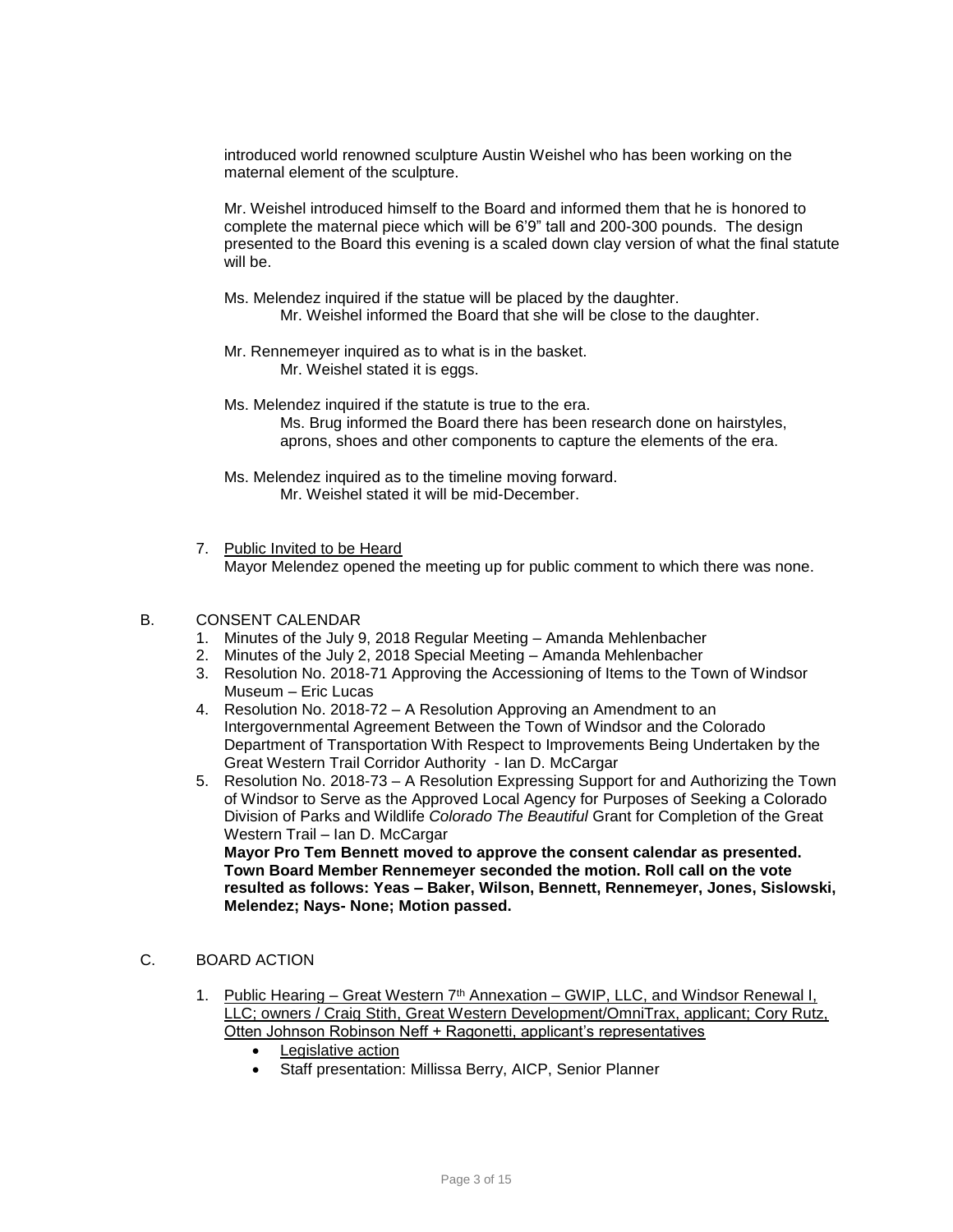introduced world renowned sculpture Austin Weishel who has been working on the maternal element of the sculpture.

Mr. Weishel introduced himself to the Board and informed them that he is honored to complete the maternal piece which will be 6'9" tall and 200-300 pounds. The design presented to the Board this evening is a scaled down clay version of what the final statute will be.

Ms. Melendez inquired if the statue will be placed by the daughter.
    Mr. Weishel informed the Board that she will be close to the daughter.

Mr. Rennemeyer inquired as to what is in the basket.
    Mr. Weishel stated it is eggs.

Ms. Melendez inquired if the statute is true to the era.
    Ms. Brug informed the Board there has been research done on hairstyles, aprons, shoes and other components to capture the elements of the era.

Ms. Melendez inquired as to the timeline moving forward.
    Mr. Weishel stated it will be mid-December.

7. Public Invited to be Heard
   Mayor Melendez opened the meeting up for public comment to which there was none.

B. CONSENT CALENDAR
   1. Minutes of the July 9, 2018 Regular Meeting – Amanda Mehlenbacher
   2. Minutes of the July 2, 2018 Special Meeting – Amanda Mehlenbacher
   3. Resolution No. 2018-71 Approving the Accessioning of Items to the Town of Windsor Museum – Eric Lucas
   4. Resolution No. 2018-72 – A Resolution Approving an Amendment to an Intergovernmental Agreement Between the Town of Windsor and the Colorado Department of Transportation With Respect to Improvements Being Undertaken by the Great Western Trail Corridor Authority - Ian D. McCargar
   5. Resolution No. 2018-73 – A Resolution Expressing Support for and Authorizing the Town of Windsor to Serve as the Approved Local Agency for Purposes of Seeking a Colorado Division of Parks and Wildlife *Colorado The Beautiful* Grant for Completion of the Great Western Trail – Ian D. McCargar

   **Mayor Pro Tem Bennett moved to approve the consent calendar as presented. Town Board Member Rennemeyer seconded the motion. Roll call on the vote resulted as follows: Yeas – Baker, Wilson, Bennett, Rennemeyer, Jones, Sislowski, Melendez; Nays- None; Motion passed.**

C. BOARD ACTION

   1. Public Hearing – Great Western 7th Annexation – GWIP, LLC, and Windsor Renewal I, LLC; owners / Craig Stith, Great Western Development/OmniTrax, applicant; Cory Rutz, Otten Johnson Robinson Neff + Ragonetti, applicant's representatives
      - Legislative action
      - Staff presentation: Millissa Berry, AICP, Senior Planner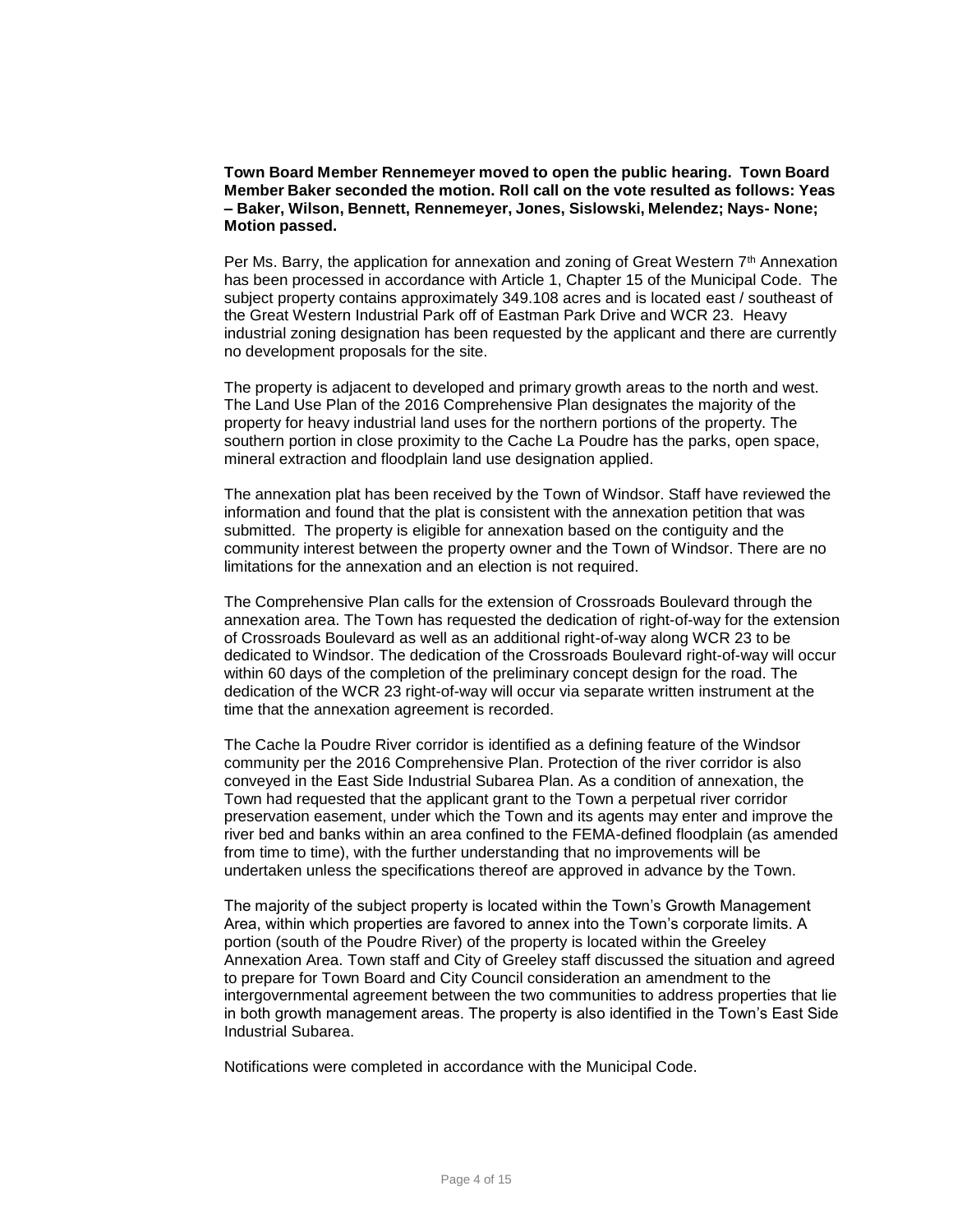**Town Board Member Rennemeyer moved to open the public hearing. Town Board Member Baker seconded the motion. Roll call on the vote resulted as follows: Yeas – Baker, Wilson, Bennett, Rennemeyer, Jones, Sislowski, Melendez; Nays- None; Motion passed.**

Per Ms. Barry, the application for annexation and zoning of Great Western 7th Annexation has been processed in accordance with Article 1, Chapter 15 of the Municipal Code. The subject property contains approximately 349.108 acres and is located east / southeast of the Great Western Industrial Park off of Eastman Park Drive and WCR 23. Heavy industrial zoning designation has been requested by the applicant and there are currently no development proposals for the site.

The property is adjacent to developed and primary growth areas to the north and west. The Land Use Plan of the 2016 Comprehensive Plan designates the majority of the property for heavy industrial land uses for the northern portions of the property. The southern portion in close proximity to the Cache La Poudre has the parks, open space, mineral extraction and floodplain land use designation applied.

The annexation plat has been received by the Town of Windsor. Staff have reviewed the information and found that the plat is consistent with the annexation petition that was submitted. The property is eligible for annexation based on the contiguity and the community interest between the property owner and the Town of Windsor. There are no limitations for the annexation and an election is not required.

The Comprehensive Plan calls for the extension of Crossroads Boulevard through the annexation area. The Town has requested the dedication of right-of-way for the extension of Crossroads Boulevard as well as an additional right-of-way along WCR 23 to be dedicated to Windsor. The dedication of the Crossroads Boulevard right-of-way will occur within 60 days of the completion of the preliminary concept design for the road. The dedication of the WCR 23 right-of-way will occur via separate written instrument at the time that the annexation agreement is recorded.

The Cache la Poudre River corridor is identified as a defining feature of the Windsor community per the 2016 Comprehensive Plan. Protection of the river corridor is also conveyed in the East Side Industrial Subarea Plan. As a condition of annexation, the Town had requested that the applicant grant to the Town a perpetual river corridor preservation easement, under which the Town and its agents may enter and improve the river bed and banks within an area confined to the FEMA-defined floodplain (as amended from time to time), with the further understanding that no improvements will be undertaken unless the specifications thereof are approved in advance by the Town.

The majority of the subject property is located within the Town's Growth Management Area, within which properties are favored to annex into the Town's corporate limits. A portion (south of the Poudre River) of the property is located within the Greeley Annexation Area. Town staff and City of Greeley staff discussed the situation and agreed to prepare for Town Board and City Council consideration an amendment to the intergovernmental agreement between the two communities to address properties that lie in both growth management areas. The property is also identified in the Town's East Side Industrial Subarea.

Notifications were completed in accordance with the Municipal Code.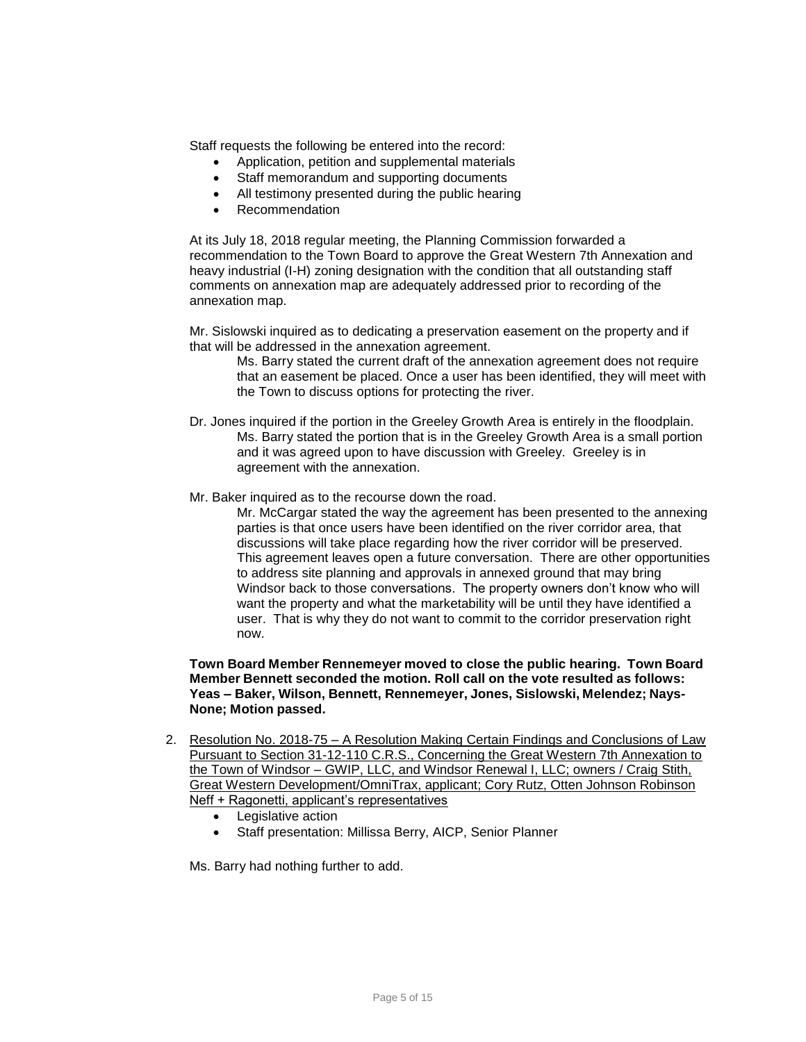Staff requests the following be entered into the record:

- Application, petition and supplemental materials
- Staff memorandum and supporting documents
- All testimony presented during the public hearing
- Recommendation

At its July 18, 2018 regular meeting, the Planning Commission forwarded a recommendation to the Town Board to approve the Great Western 7th Annexation and heavy industrial (I-H) zoning designation with the condition that all outstanding staff comments on annexation map are adequately addressed prior to recording of the annexation map.

Mr. Sislowski inquired as to dedicating a preservation easement on the property and if that will be addressed in the annexation agreement.

> Ms. Barry stated the current draft of the annexation agreement does not require that an easement be placed. Once a user has been identified, they will meet with the Town to discuss options for protecting the river.

Dr. Jones inquired if the portion in the Greeley Growth Area is entirely in the floodplain.

> Ms. Barry stated the portion that is in the Greeley Growth Area is a small portion and it was agreed upon to have discussion with Greeley. Greeley is in agreement with the annexation.

Mr. Baker inquired as to the recourse down the road.

> Mr. McCargar stated the way the agreement has been presented to the annexing parties is that once users have been identified on the river corridor area, that discussions will take place regarding how the river corridor will be preserved. This agreement leaves open a future conversation. There are other opportunities to address site planning and approvals in annexed ground that may bring Windsor back to those conversations. The property owners don't know who will want the property and what the marketability will be until they have identified a user. That is why they do not want to commit to the corridor preservation right now.

**Town Board Member Rennemeyer moved to close the public hearing. Town Board Member Bennett seconded the motion. Roll call on the vote resulted as follows: Yeas – Baker, Wilson, Bennett, Rennemeyer, Jones, Sislowski, Melendez; Nays-None; Motion passed.**

2. Resolution No. 2018-75 – A Resolution Making Certain Findings and Conclusions of Law Pursuant to Section 31-12-110 C.R.S., Concerning the Great Western 7th Annexation to the Town of Windsor – GWIP, LLC, and Windsor Renewal I, LLC; owners / Craig Stith, Great Western Development/OmniTrax, applicant; Cory Rutz, Otten Johnson Robinson Neff + Ragonetti, applicant's representatives
   - Legislative action
   - Staff presentation: Millissa Berry, AICP, Senior Planner

Ms. Barry had nothing further to add.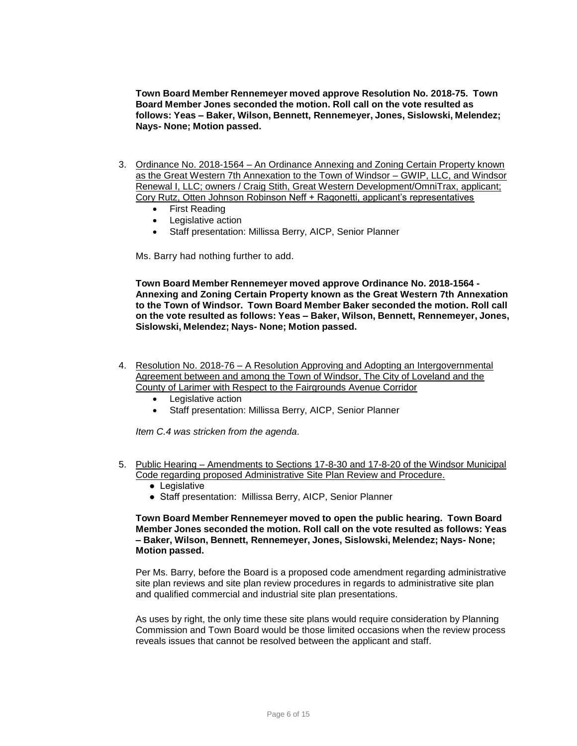**Town Board Member Rennemeyer moved approve Resolution No. 2018-75. Town Board Member Jones seconded the motion. Roll call on the vote resulted as follows: Yeas – Baker, Wilson, Bennett, Rennemeyer, Jones, Sislowski, Melendez; Nays- None; Motion passed.**

3. Ordinance No. 2018-1564 – An Ordinance Annexing and Zoning Certain Property known as the Great Western 7th Annexation to the Town of Windsor – GWIP, LLC, and Windsor Renewal I, LLC; owners / Craig Stith, Great Western Development/OmniTrax, applicant; Cory Rutz, Otten Johnson Robinson Neff + Ragonetti, applicant's representatives
   - First Reading
   - Legislative action
   - Staff presentation: Millissa Berry, AICP, Senior Planner

   Ms. Barry had nothing further to add.

   **Town Board Member Rennemeyer moved approve Ordinance No. 2018-1564 - Annexing and Zoning Certain Property known as the Great Western 7th Annexation to the Town of Windsor. Town Board Member Baker seconded the motion. Roll call on the vote resulted as follows: Yeas – Baker, Wilson, Bennett, Rennemeyer, Jones, Sislowski, Melendez; Nays- None; Motion passed.**

4. Resolution No. 2018-76 – A Resolution Approving and Adopting an Intergovernmental Agreement between and among the Town of Windsor, The City of Loveland and the County of Larimer with Respect to the Fairgrounds Avenue Corridor
   - Legislative action
   - Staff presentation: Millissa Berry, AICP, Senior Planner

   *Item C.4 was stricken from the agenda.*

5. Public Hearing – Amendments to Sections 17-8-30 and 17-8-20 of the Windsor Municipal Code regarding proposed Administrative Site Plan Review and Procedure.
   - Legislative
   - Staff presentation: Millissa Berry, AICP, Senior Planner

   **Town Board Member Rennemeyer moved to open the public hearing. Town Board Member Jones seconded the motion. Roll call on the vote resulted as follows: Yeas – Baker, Wilson, Bennett, Rennemeyer, Jones, Sislowski, Melendez; Nays- None; Motion passed.**

   Per Ms. Barry, before the Board is a proposed code amendment regarding administrative site plan reviews and site plan review procedures in regards to administrative site plan and qualified commercial and industrial site plan presentations.

   As uses by right, the only time these site plans would require consideration by Planning Commission and Town Board would be those limited occasions when the review process reveals issues that cannot be resolved between the applicant and staff.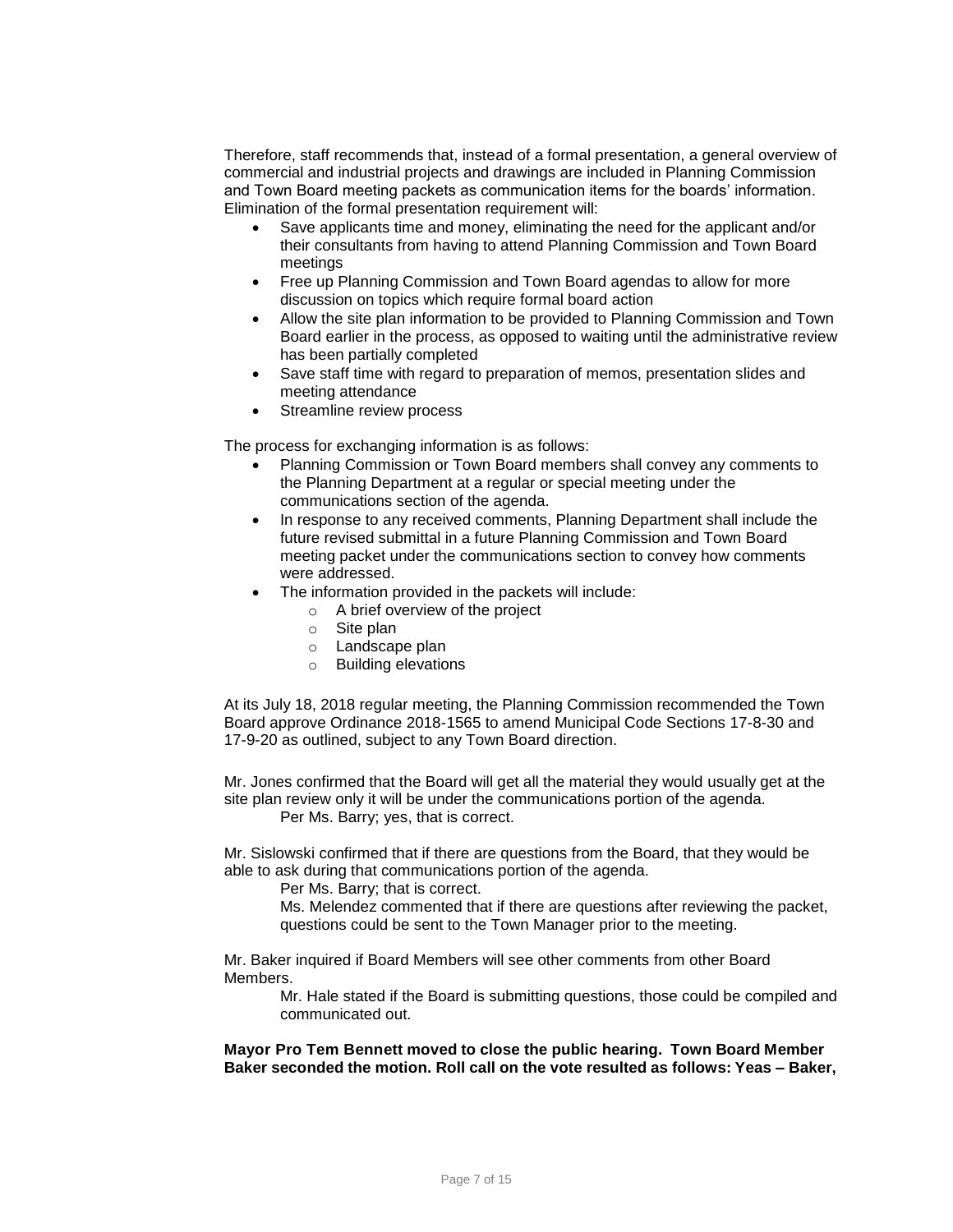Therefore, staff recommends that, instead of a formal presentation, a general overview of commercial and industrial projects and drawings are included in Planning Commission and Town Board meeting packets as communication items for the boards' information. Elimination of the formal presentation requirement will:

- Save applicants time and money, eliminating the need for the applicant and/or their consultants from having to attend Planning Commission and Town Board meetings
- Free up Planning Commission and Town Board agendas to allow for more discussion on topics which require formal board action
- Allow the site plan information to be provided to Planning Commission and Town Board earlier in the process, as opposed to waiting until the administrative review has been partially completed
- Save staff time with regard to preparation of memos, presentation slides and meeting attendance
- Streamline review process

The process for exchanging information is as follows:

- Planning Commission or Town Board members shall convey any comments to the Planning Department at a regular or special meeting under the communications section of the agenda.
- In response to any received comments, Planning Department shall include the future revised submittal in a future Planning Commission and Town Board meeting packet under the communications section to convey how comments were addressed.
- The information provided in the packets will include:
  - A brief overview of the project
  - Site plan
  - Landscape plan
  - Building elevations

At its July 18, 2018 regular meeting, the Planning Commission recommended the Town Board approve Ordinance 2018-1565 to amend Municipal Code Sections 17-8-30 and 17-9-20 as outlined, subject to any Town Board direction.

Mr. Jones confirmed that the Board will get all the material they would usually get at the site plan review only it will be under the communications portion of the agenda.

Per Ms. Barry; yes, that is correct.

Mr. Sislowski confirmed that if there are questions from the Board, that they would be able to ask during that communications portion of the agenda.

Per Ms. Barry; that is correct.

Ms. Melendez commented that if there are questions after reviewing the packet, questions could be sent to the Town Manager prior to the meeting.

Mr. Baker inquired if Board Members will see other comments from other Board Members.

Mr. Hale stated if the Board is submitting questions, those could be compiled and communicated out.

**Mayor Pro Tem Bennett moved to close the public hearing. Town Board Member Baker seconded the motion. Roll call on the vote resulted as follows: Yeas – Baker,**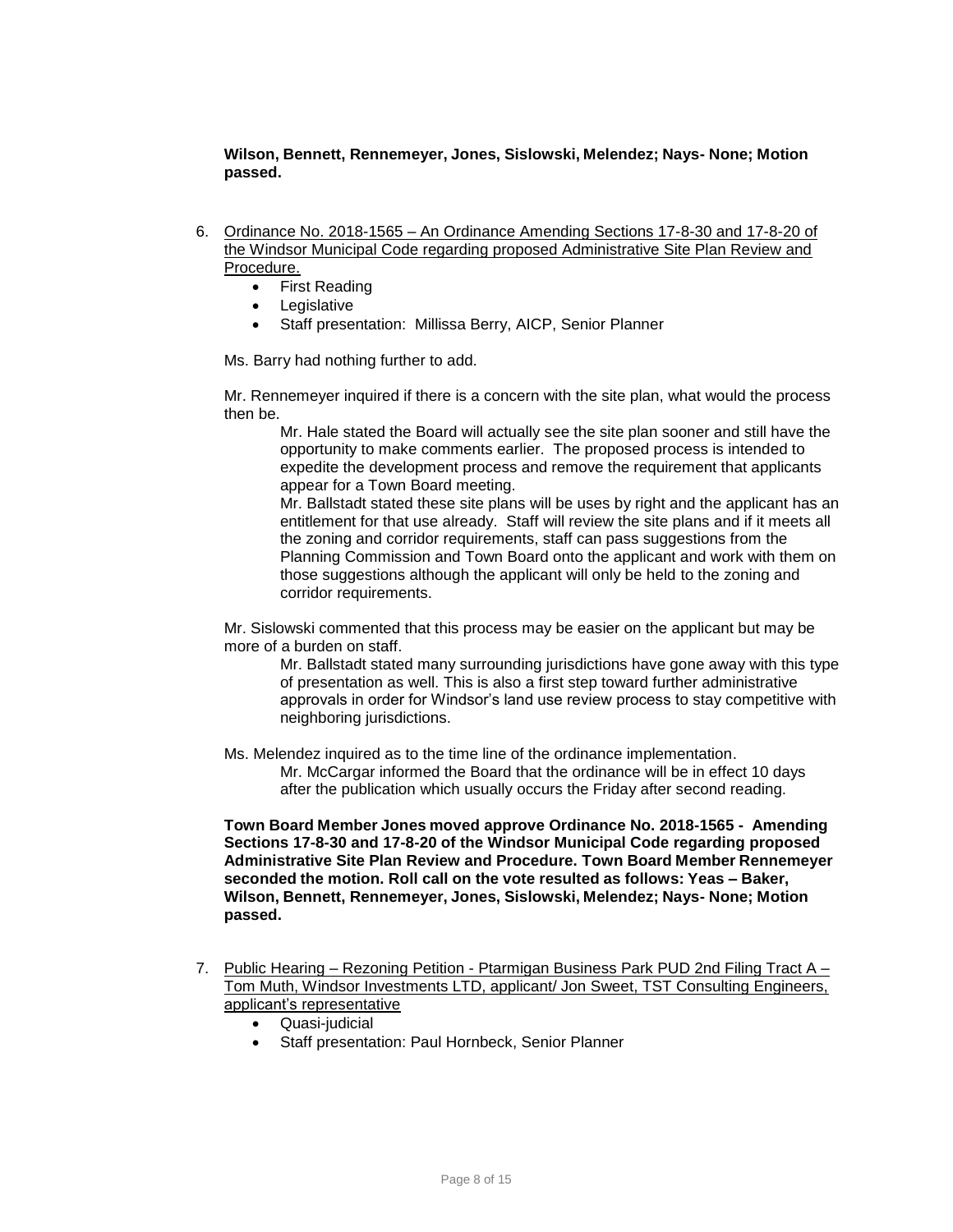**Wilson, Bennett, Rennemeyer, Jones, Sislowski, Melendez; Nays- None; Motion passed.**

6. Ordinance No. 2018-1565 – An Ordinance Amending Sections 17-8-30 and 17-8-20 of the Windsor Municipal Code regarding proposed Administrative Site Plan Review and Procedure.
   - First Reading
   - Legislative
   - Staff presentation: Millissa Berry, AICP, Senior Planner

   Ms. Barry had nothing further to add.

   Mr. Rennemeyer inquired if there is a concern with the site plan, what would the process then be.

   > Mr. Hale stated the Board will actually see the site plan sooner and still have the opportunity to make comments earlier. The proposed process is intended to expedite the development process and remove the requirement that applicants appear for a Town Board meeting.
   >
   > Mr. Ballstadt stated these site plans will be uses by right and the applicant has an entitlement for that use already. Staff will review the site plans and if it meets all the zoning and corridor requirements, staff can pass suggestions from the Planning Commission and Town Board onto the applicant and work with them on those suggestions although the applicant will only be held to the zoning and corridor requirements.

   Mr. Sislowski commented that this process may be easier on the applicant but may be more of a burden on staff.

   > Mr. Ballstadt stated many surrounding jurisdictions have gone away with this type of presentation as well. This is also a first step toward further administrative approvals in order for Windsor's land use review process to stay competitive with neighboring jurisdictions.

   Ms. Melendez inquired as to the time line of the ordinance implementation.

   > Mr. McCargar informed the Board that the ordinance will be in effect 10 days after the publication which usually occurs the Friday after second reading.

   **Town Board Member Jones moved approve Ordinance No. 2018-1565 - Amending Sections 17-8-30 and 17-8-20 of the Windsor Municipal Code regarding proposed Administrative Site Plan Review and Procedure. Town Board Member Rennemeyer seconded the motion. Roll call on the vote resulted as follows: Yeas – Baker, Wilson, Bennett, Rennemeyer, Jones, Sislowski, Melendez; Nays- None; Motion passed.**

7. Public Hearing – Rezoning Petition - Ptarmigan Business Park PUD 2nd Filing Tract A – Tom Muth, Windsor Investments LTD, applicant/ Jon Sweet, TST Consulting Engineers, applicant's representative
   - Quasi-judicial
   - Staff presentation: Paul Hornbeck, Senior Planner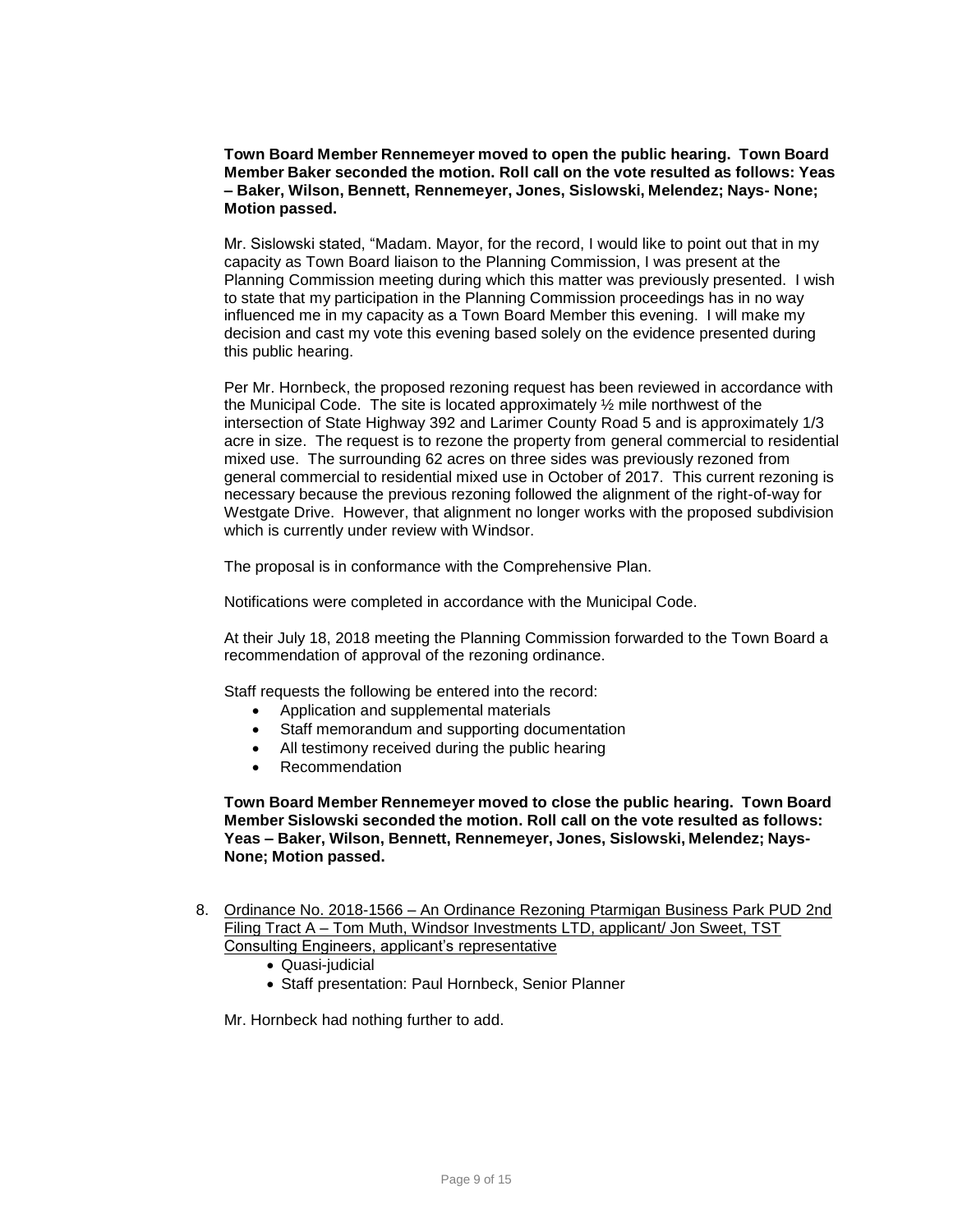**Town Board Member Rennemeyer moved to open the public hearing. Town Board Member Baker seconded the motion. Roll call on the vote resulted as follows: Yeas – Baker, Wilson, Bennett, Rennemeyer, Jones, Sislowski, Melendez; Nays- None; Motion passed.**

Mr. Sislowski stated, "Madam. Mayor, for the record, I would like to point out that in my capacity as Town Board liaison to the Planning Commission, I was present at the Planning Commission meeting during which this matter was previously presented. I wish to state that my participation in the Planning Commission proceedings has in no way influenced me in my capacity as a Town Board Member this evening. I will make my decision and cast my vote this evening based solely on the evidence presented during this public hearing.

Per Mr. Hornbeck, the proposed rezoning request has been reviewed in accordance with the Municipal Code. The site is located approximately ½ mile northwest of the intersection of State Highway 392 and Larimer County Road 5 and is approximately 1/3 acre in size. The request is to rezone the property from general commercial to residential mixed use. The surrounding 62 acres on three sides was previously rezoned from general commercial to residential mixed use in October of 2017. This current rezoning is necessary because the previous rezoning followed the alignment of the right-of-way for Westgate Drive. However, that alignment no longer works with the proposed subdivision which is currently under review with Windsor.

The proposal is in conformance with the Comprehensive Plan.

Notifications were completed in accordance with the Municipal Code.

At their July 18, 2018 meeting the Planning Commission forwarded to the Town Board a recommendation of approval of the rezoning ordinance.

Staff requests the following be entered into the record:

- Application and supplemental materials
- Staff memorandum and supporting documentation
- All testimony received during the public hearing
- Recommendation

**Town Board Member Rennemeyer moved to close the public hearing. Town Board Member Sislowski seconded the motion. Roll call on the vote resulted as follows: Yeas – Baker, Wilson, Bennett, Rennemeyer, Jones, Sislowski, Melendez; Nays- None; Motion passed.**

8. Ordinance No. 2018-1566 – An Ordinance Rezoning Ptarmigan Business Park PUD 2nd Filing Tract A – Tom Muth, Windsor Investments LTD, applicant/ Jon Sweet, TST Consulting Engineers, applicant's representative
    - Quasi-judicial
    - Staff presentation: Paul Hornbeck, Senior Planner

Mr. Hornbeck had nothing further to add.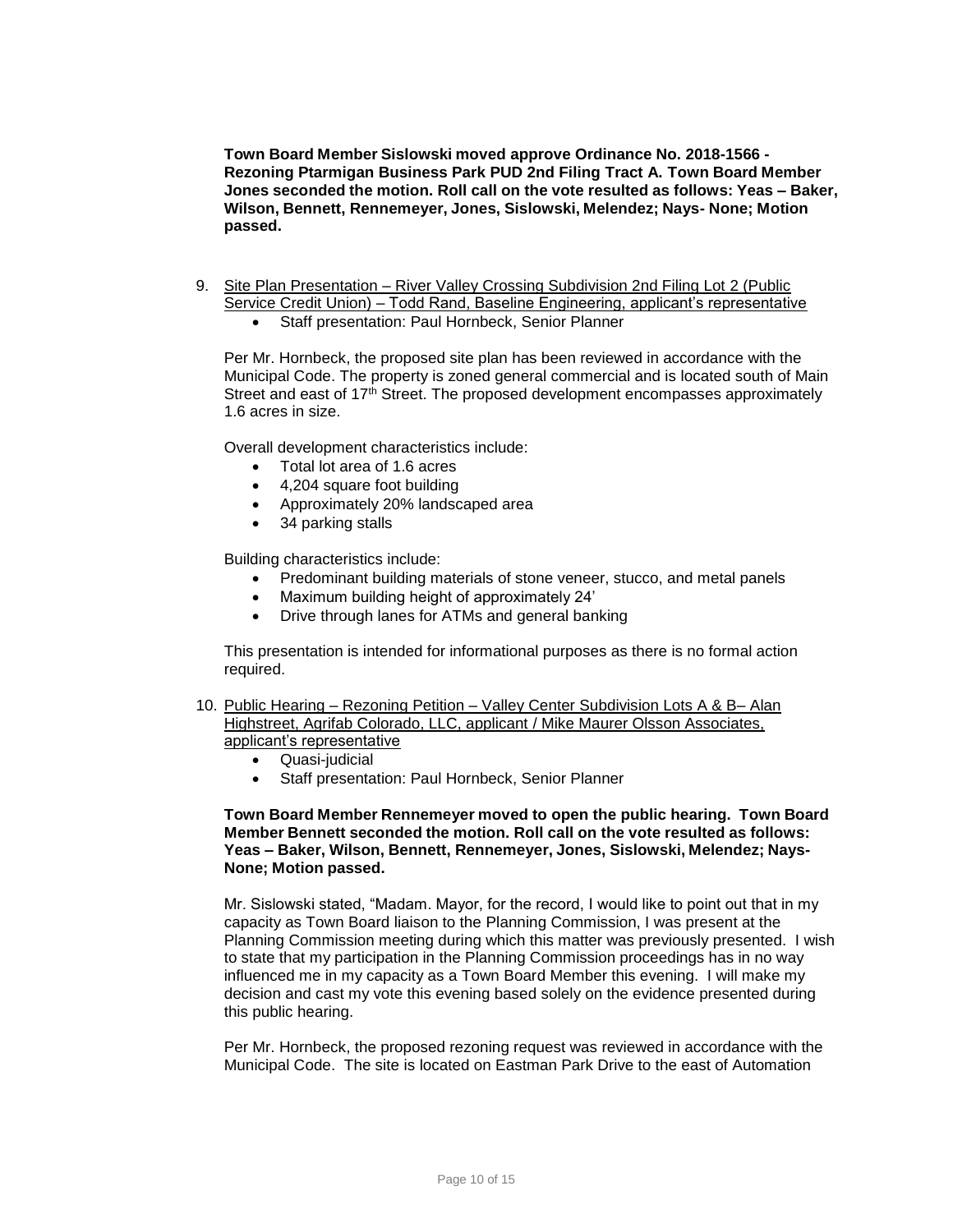**Town Board Member Sislowski moved approve Ordinance No. 2018-1566 - Rezoning Ptarmigan Business Park PUD 2nd Filing Tract A. Town Board Member Jones seconded the motion. Roll call on the vote resulted as follows: Yeas – Baker, Wilson, Bennett, Rennemeyer, Jones, Sislowski, Melendez; Nays- None; Motion passed.**

9. Site Plan Presentation – River Valley Crossing Subdivision 2nd Filing Lot 2 (Public Service Credit Union) – Todd Rand, Baseline Engineering, applicant's representative
   - Staff presentation: Paul Hornbeck, Senior Planner

   Per Mr. Hornbeck, the proposed site plan has been reviewed in accordance with the Municipal Code. The property is zoned general commercial and is located south of Main Street and east of 17th Street. The proposed development encompasses approximately 1.6 acres in size.

   Overall development characteristics include:
   - Total lot area of 1.6 acres
   - 4,204 square foot building
   - Approximately 20% landscaped area
   - 34 parking stalls

   Building characteristics include:
   - Predominant building materials of stone veneer, stucco, and metal panels
   - Maximum building height of approximately 24'
   - Drive through lanes for ATMs and general banking

   This presentation is intended for informational purposes as there is no formal action required.

10. Public Hearing – Rezoning Petition – Valley Center Subdivision Lots A & B– Alan Highstreet, Agrifab Colorado, LLC, applicant / Mike Maurer Olsson Associates, applicant's representative
    - Quasi-judicial
    - Staff presentation: Paul Hornbeck, Senior Planner

    **Town Board Member Rennemeyer moved to open the public hearing. Town Board Member Bennett seconded the motion. Roll call on the vote resulted as follows: Yeas – Baker, Wilson, Bennett, Rennemeyer, Jones, Sislowski, Melendez; Nays- None; Motion passed.**

    Mr. Sislowski stated, "Madam. Mayor, for the record, I would like to point out that in my capacity as Town Board liaison to the Planning Commission, I was present at the Planning Commission meeting during which this matter was previously presented. I wish to state that my participation in the Planning Commission proceedings has in no way influenced me in my capacity as a Town Board Member this evening. I will make my decision and cast my vote this evening based solely on the evidence presented during this public hearing.

    Per Mr. Hornbeck, the proposed rezoning request was reviewed in accordance with the Municipal Code. The site is located on Eastman Park Drive to the east of Automation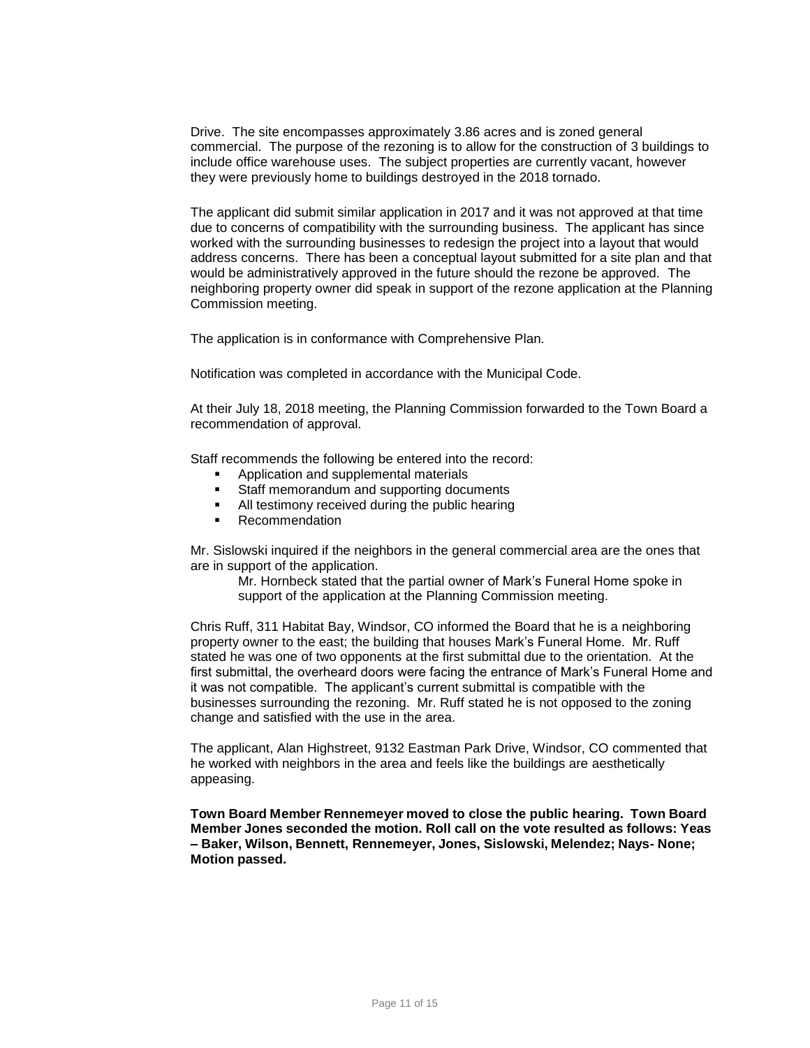Drive. The site encompasses approximately 3.86 acres and is zoned general commercial. The purpose of the rezoning is to allow for the construction of 3 buildings to include office warehouse uses. The subject properties are currently vacant, however they were previously home to buildings destroyed in the 2018 tornado.

The applicant did submit similar application in 2017 and it was not approved at that time due to concerns of compatibility with the surrounding business. The applicant has since worked with the surrounding businesses to redesign the project into a layout that would address concerns. There has been a conceptual layout submitted for a site plan and that would be administratively approved in the future should the rezone be approved. The neighboring property owner did speak in support of the rezone application at the Planning Commission meeting.

The application is in conformance with Comprehensive Plan.

Notification was completed in accordance with the Municipal Code.

At their July 18, 2018 meeting, the Planning Commission forwarded to the Town Board a recommendation of approval.

Staff recommends the following be entered into the record:

- Application and supplemental materials
- Staff memorandum and supporting documents
- All testimony received during the public hearing
- Recommendation

Mr. Sislowski inquired if the neighbors in the general commercial area are the ones that are in support of the application.

> Mr. Hornbeck stated that the partial owner of Mark's Funeral Home spoke in support of the application at the Planning Commission meeting.

Chris Ruff, 311 Habitat Bay, Windsor, CO informed the Board that he is a neighboring property owner to the east; the building that houses Mark's Funeral Home. Mr. Ruff stated he was one of two opponents at the first submittal due to the orientation. At the first submittal, the overheard doors were facing the entrance of Mark's Funeral Home and it was not compatible. The applicant's current submittal is compatible with the businesses surrounding the rezoning. Mr. Ruff stated he is not opposed to the zoning change and satisfied with the use in the area.

The applicant, Alan Highstreet, 9132 Eastman Park Drive, Windsor, CO commented that he worked with neighbors in the area and feels like the buildings are aesthetically appeasing.

**Town Board Member Rennemeyer moved to close the public hearing. Town Board Member Jones seconded the motion. Roll call on the vote resulted as follows: Yeas – Baker, Wilson, Bennett, Rennemeyer, Jones, Sislowski, Melendez; Nays- None; Motion passed.**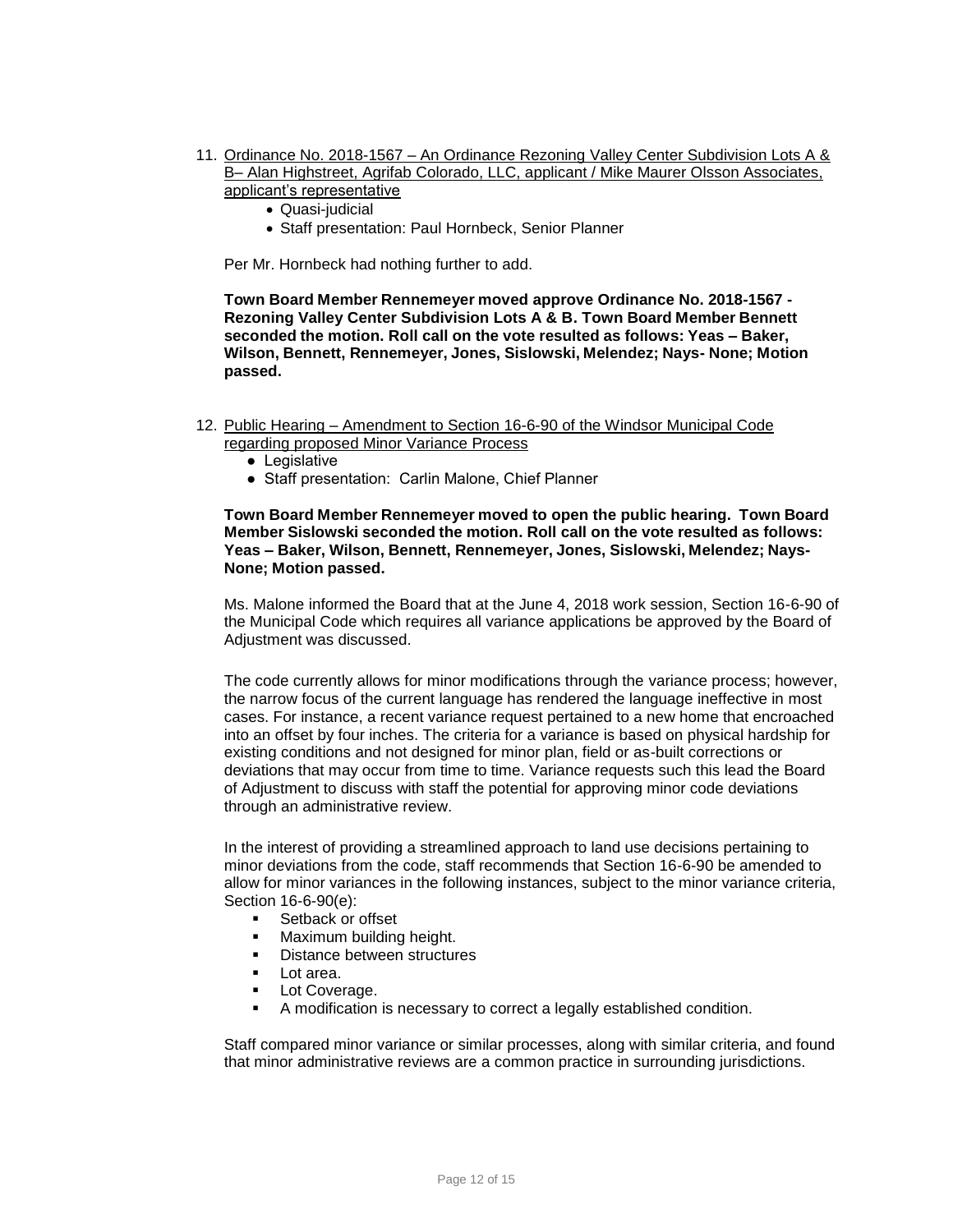11. Ordinance No. 2018-1567 – An Ordinance Rezoning Valley Center Subdivision Lots A & B– Alan Highstreet, Agrifab Colorado, LLC, applicant / Mike Maurer Olsson Associates, applicant's representative
    - Quasi-judicial
    - Staff presentation: Paul Hornbeck, Senior Planner

    Per Mr. Hornbeck had nothing further to add.

    **Town Board Member Rennemeyer moved approve Ordinance No. 2018-1567 - Rezoning Valley Center Subdivision Lots A & B. Town Board Member Bennett seconded the motion. Roll call on the vote resulted as follows: Yeas – Baker, Wilson, Bennett, Rennemeyer, Jones, Sislowski, Melendez; Nays- None; Motion passed.**

12. Public Hearing – Amendment to Section 16-6-90 of the Windsor Municipal Code regarding proposed Minor Variance Process
    - Legislative
    - Staff presentation: Carlin Malone, Chief Planner

    **Town Board Member Rennemeyer moved to open the public hearing. Town Board Member Sislowski seconded the motion. Roll call on the vote resulted as follows: Yeas – Baker, Wilson, Bennett, Rennemeyer, Jones, Sislowski, Melendez; Nays- None; Motion passed.**

    Ms. Malone informed the Board that at the June 4, 2018 work session, Section 16-6-90 of the Municipal Code which requires all variance applications be approved by the Board of Adjustment was discussed.

    The code currently allows for minor modifications through the variance process; however, the narrow focus of the current language has rendered the language ineffective in most cases. For instance, a recent variance request pertained to a new home that encroached into an offset by four inches. The criteria for a variance is based on physical hardship for existing conditions and not designed for minor plan, field or as-built corrections or deviations that may occur from time to time. Variance requests such this lead the Board of Adjustment to discuss with staff the potential for approving minor code deviations through an administrative review.

    In the interest of providing a streamlined approach to land use decisions pertaining to minor deviations from the code, staff recommends that Section 16-6-90 be amended to allow for minor variances in the following instances, subject to the minor variance criteria, Section 16-6-90(e):
    - Setback or offset
    - Maximum building height.
    - Distance between structures
    - Lot area.
    - Lot Coverage.
    - A modification is necessary to correct a legally established condition.

    Staff compared minor variance or similar processes, along with similar criteria, and found that minor administrative reviews are a common practice in surrounding jurisdictions.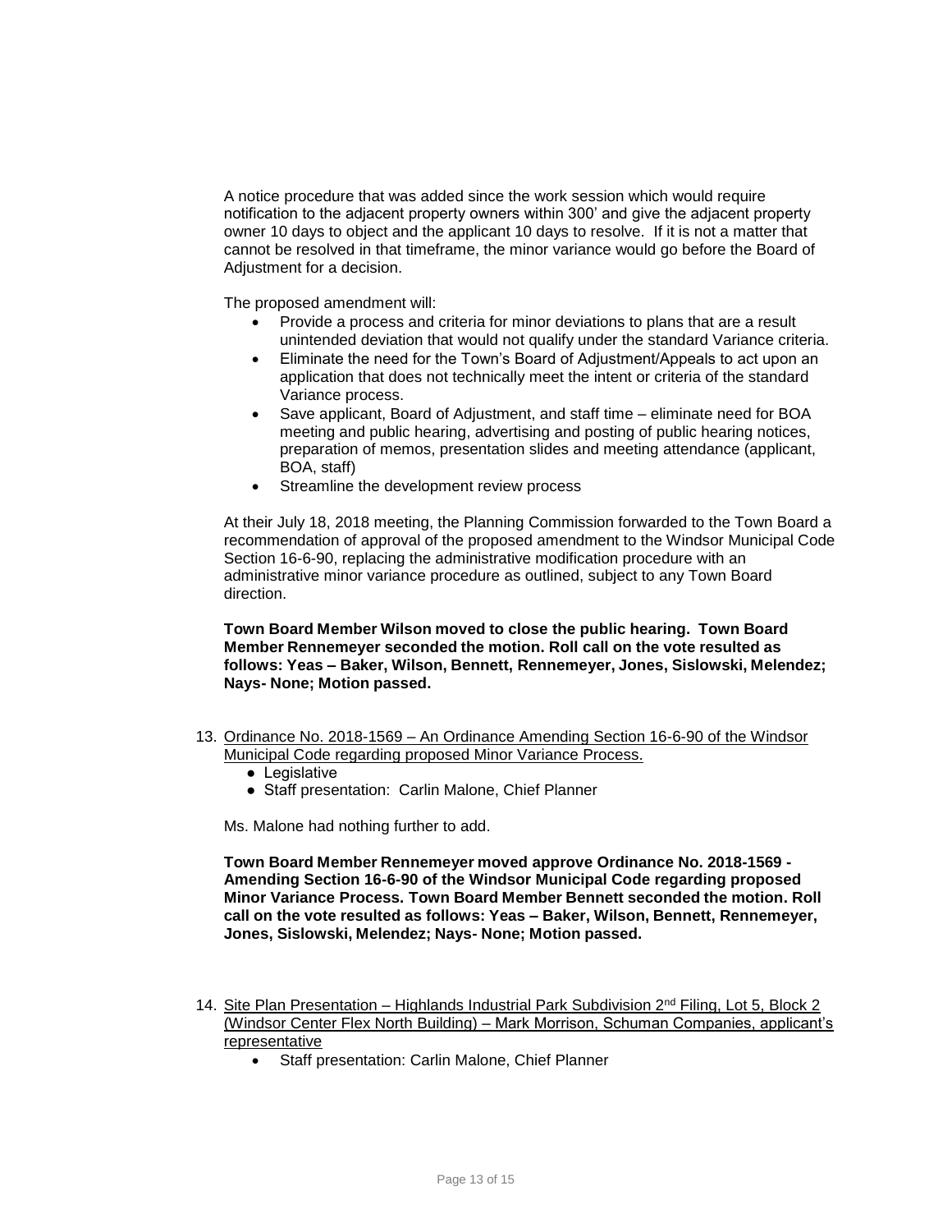A notice procedure that was added since the work session which would require notification to the adjacent property owners within 300' and give the adjacent property owner 10 days to object and the applicant 10 days to resolve. If it is not a matter that cannot be resolved in that timeframe, the minor variance would go before the Board of Adjustment for a decision.

The proposed amendment will:

- Provide a process and criteria for minor deviations to plans that are a result unintended deviation that would not qualify under the standard Variance criteria.
- Eliminate the need for the Town's Board of Adjustment/Appeals to act upon an application that does not technically meet the intent or criteria of the standard Variance process.
- Save applicant, Board of Adjustment, and staff time – eliminate need for BOA meeting and public hearing, advertising and posting of public hearing notices, preparation of memos, presentation slides and meeting attendance (applicant, BOA, staff)
- Streamline the development review process

At their July 18, 2018 meeting, the Planning Commission forwarded to the Town Board a recommendation of approval of the proposed amendment to the Windsor Municipal Code Section 16-6-90, replacing the administrative modification procedure with an administrative minor variance procedure as outlined, subject to any Town Board direction.

**Town Board Member Wilson moved to close the public hearing. Town Board Member Rennemeyer seconded the motion. Roll call on the vote resulted as follows: Yeas – Baker, Wilson, Bennett, Rennemeyer, Jones, Sislowski, Melendez; Nays- None; Motion passed.**

13. Ordinance No. 2018-1569 – An Ordinance Amending Section 16-6-90 of the Windsor Municipal Code regarding proposed Minor Variance Process.
    - Legislative
    - Staff presentation: Carlin Malone, Chief Planner

Ms. Malone had nothing further to add.

**Town Board Member Rennemeyer moved approve Ordinance No. 2018-1569 - Amending Section 16-6-90 of the Windsor Municipal Code regarding proposed Minor Variance Process. Town Board Member Bennett seconded the motion. Roll call on the vote resulted as follows: Yeas – Baker, Wilson, Bennett, Rennemeyer, Jones, Sislowski, Melendez; Nays- None; Motion passed.**

14. Site Plan Presentation – Highlands Industrial Park Subdivision 2nd Filing, Lot 5, Block 2 (Windsor Center Flex North Building) – Mark Morrison, Schuman Companies, applicant's representative
    - Staff presentation: Carlin Malone, Chief Planner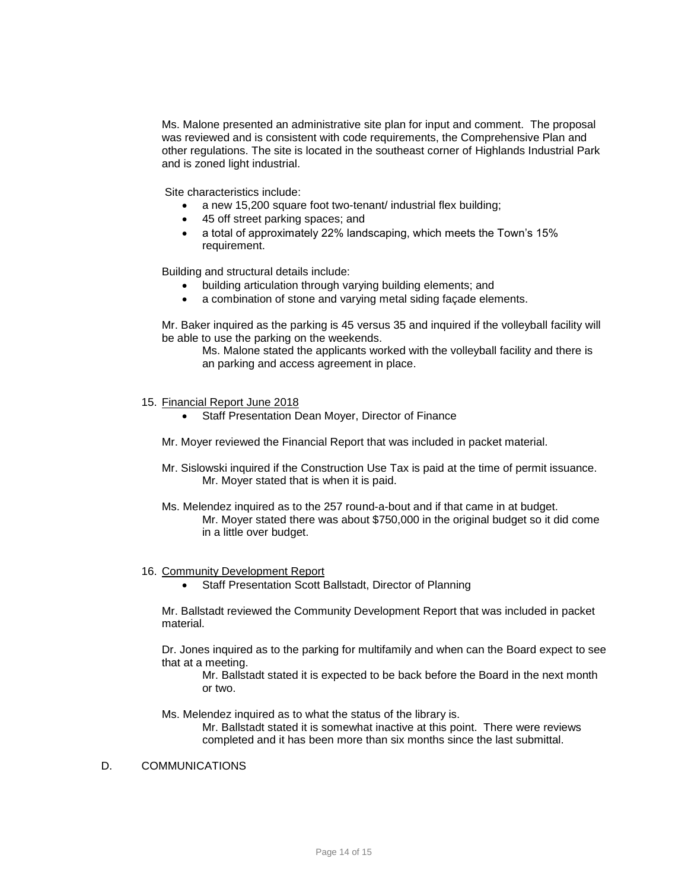Ms. Malone presented an administrative site plan for input and comment. The proposal was reviewed and is consistent with code requirements, the Comprehensive Plan and other regulations. The site is located in the southeast corner of Highlands Industrial Park and is zoned light industrial.

Site characteristics include:

- a new 15,200 square foot two-tenant/ industrial flex building;
- 45 off street parking spaces; and
- a total of approximately 22% landscaping, which meets the Town's 15% requirement.

Building and structural details include:

- building articulation through varying building elements; and
- a combination of stone and varying metal siding façade elements.

Mr. Baker inquired as the parking is 45 versus 35 and inquired if the volleyball facility will be able to use the parking on the weekends.

> Ms. Malone stated the applicants worked with the volleyball facility and there is an parking and access agreement in place.

15. Financial Report June 2018
    - Staff Presentation Dean Moyer, Director of Finance

Mr. Moyer reviewed the Financial Report that was included in packet material.

Mr. Sislowski inquired if the Construction Use Tax is paid at the time of permit issuance.

> Mr. Moyer stated that is when it is paid.

Ms. Melendez inquired as to the 257 round-a-bout and if that came in at budget.

> Mr. Moyer stated there was about $750,000 in the original budget so it did come in a little over budget.

16. Community Development Report
    - Staff Presentation Scott Ballstadt, Director of Planning

Mr. Ballstadt reviewed the Community Development Report that was included in packet material.

Dr. Jones inquired as to the parking for multifamily and when can the Board expect to see that at a meeting.

> Mr. Ballstadt stated it is expected to be back before the Board in the next month or two.

Ms. Melendez inquired as to what the status of the library is.

> Mr. Ballstadt stated it is somewhat inactive at this point. There were reviews completed and it has been more than six months since the last submittal.

D. COMMUNICATIONS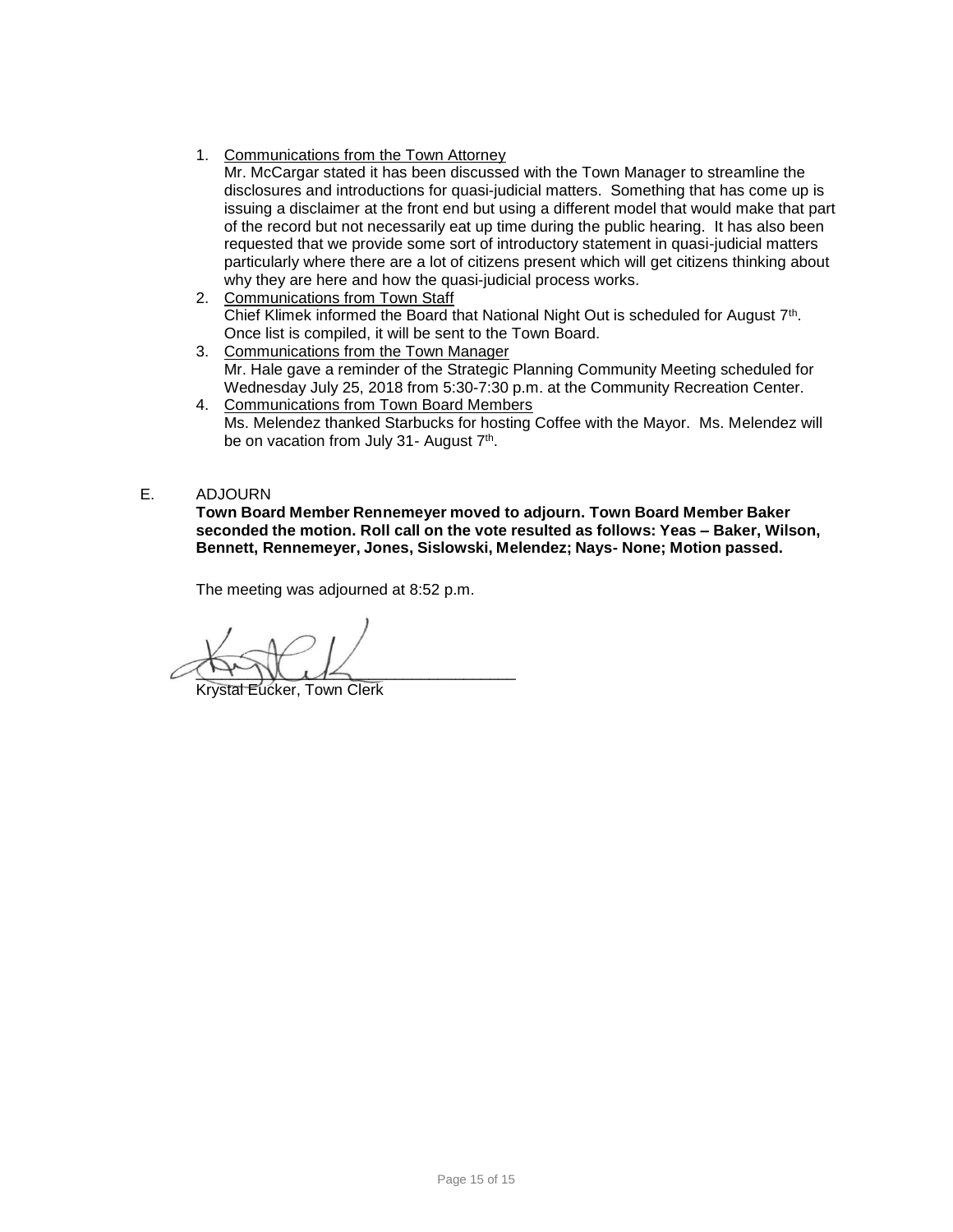1. Communications from the Town Attorney
   Mr. McCargar stated it has been discussed with the Town Manager to streamline the disclosures and introductions for quasi-judicial matters. Something that has come up is issuing a disclaimer at the front end but using a different model that would make that part of the record but not necessarily eat up time during the public hearing. It has also been requested that we provide some sort of introductory statement in quasi-judicial matters particularly where there are a lot of citizens present which will get citizens thinking about why they are here and how the quasi-judicial process works.
2. Communications from Town Staff
   Chief Klimek informed the Board that National Night Out is scheduled for August 7th. Once list is compiled, it will be sent to the Town Board.
3. Communications from the Town Manager
   Mr. Hale gave a reminder of the Strategic Planning Community Meeting scheduled for Wednesday July 25, 2018 from 5:30-7:30 p.m. at the Community Recreation Center.
4. Communications from Town Board Members
   Ms. Melendez thanked Starbucks for hosting Coffee with the Mayor. Ms. Melendez will be on vacation from July 31- August 7th.

E. ADJOURN

**Town Board Member Rennemeyer moved to adjourn. Town Board Member Baker seconded the motion. Roll call on the vote resulted as follows: Yeas – Baker, Wilson, Bennett, Rennemeyer, Jones, Sislowski, Melendez; Nays- None; Motion passed.**

The meeting was adjourned at 8:52 p.m.

Krystal Eucker, Town Clerk